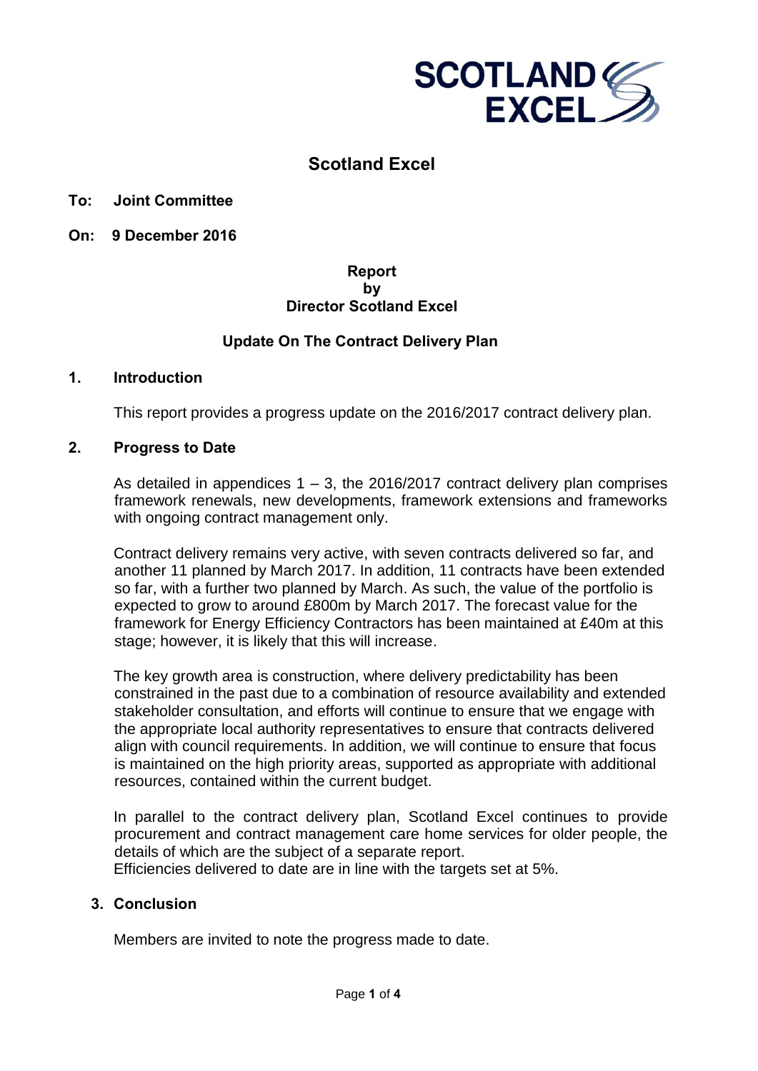# Scotland Excel

**To: Joint Committee**

**On: 9 December 2016**

**Report**
**by**
**Director Scotland Excel**

**Update On The Contract Delivery Plan**

## 1. Introduction

This report provides a progress update on the 2016/2017 contract delivery plan.

## 2. Progress to Date

As detailed in appendices 1 – 3, the 2016/2017 contract delivery plan comprises framework renewals, new developments, framework extensions and frameworks with ongoing contract management only.

Contract delivery remains very active, with seven contracts delivered so far, and another 11 planned by March 2017. In addition, 11 contracts have been extended so far, with a further two planned by March. As such, the value of the portfolio is expected to grow to around £800m by March 2017. The forecast value for the framework for Energy Efficiency Contractors has been maintained at £40m at this stage; however, it is likely that this will increase.

The key growth area is construction, where delivery predictability has been constrained in the past due to a combination of resource availability and extended stakeholder consultation, and efforts will continue to ensure that we engage with the appropriate local authority representatives to ensure that contracts delivered align with council requirements. In addition, we will continue to ensure that focus is maintained on the high priority areas, supported as appropriate with additional resources, contained within the current budget.

In parallel to the contract delivery plan, Scotland Excel continues to provide procurement and contract management care home services for older people, the details of which are the subject of a separate report.
Efficiencies delivered to date are in line with the targets set at 5%.

## 3. Conclusion

Members are invited to note the progress made to date.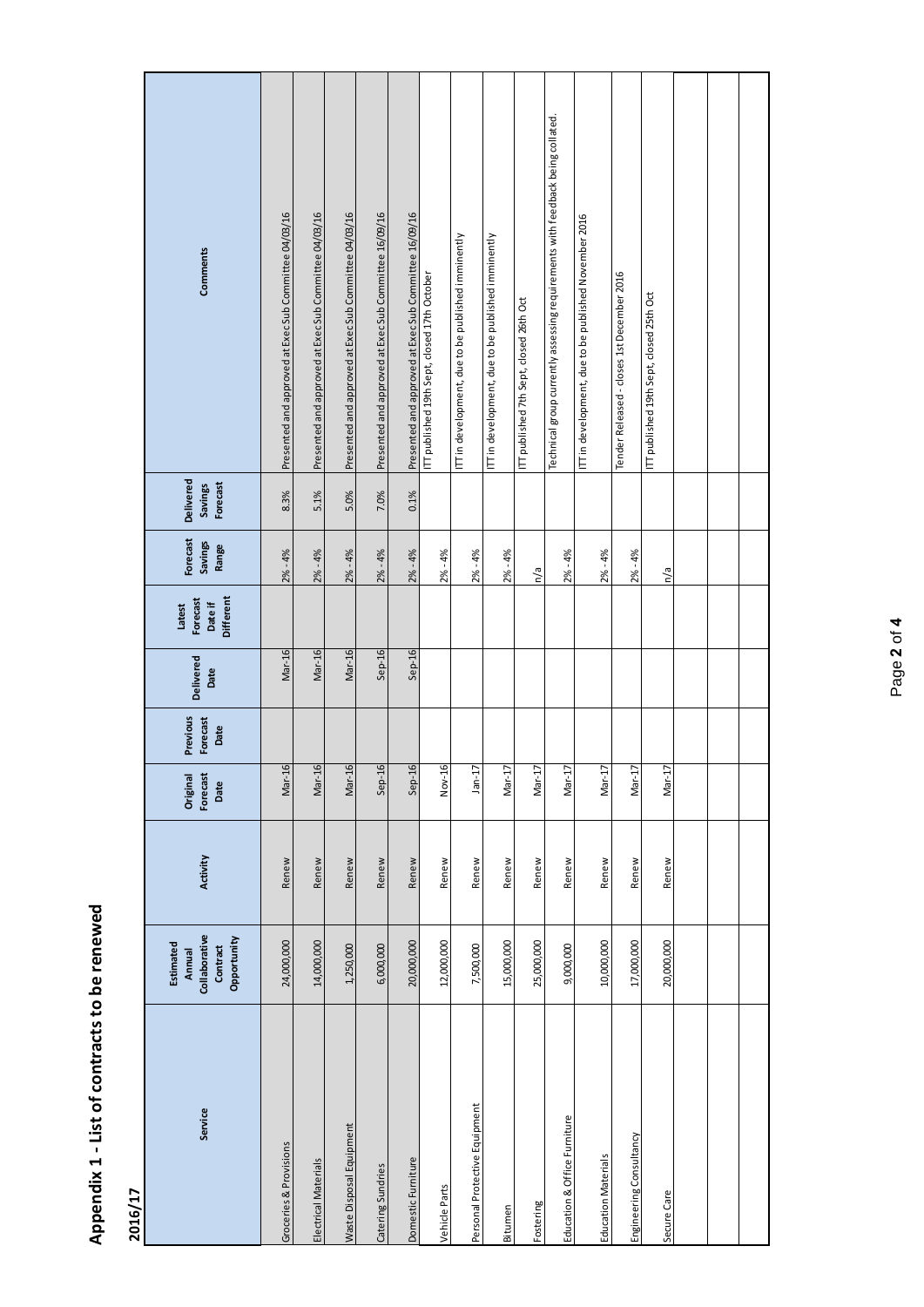# Appendix 1 - List of contracts to be renewed

## 2016/17

| Service | Estimated Annual Collaborative Contract Opportunity | Activity | Original Forecast Date | Previous Forecast Date | Delivered Date | Latest Forecast Date if Different | Forecast Savings Range | Delivered Savings Forecast | Comments |
|---|---|---|---|---|---|---|---|---|---|
| Groceries & Provisions | 24,000,000 | Renew | Mar-16 | | Mar-16 | | 2% - 4% | 8.3% | Presented and approved at Exec Sub Committee 04/03/16 |
| Electrical Materials | 14,000,000 | Renew | Mar-16 | | Mar-16 | | 2% - 4% | 5.1% | Presented and approved at Exec Sub Committee 04/03/16 |
| Waste Disposal Equipment | 1,250,000 | Renew | Mar-16 | | Mar-16 | | 2% - 4% | 5.0% | Presented and approved at Exec Sub Committee 04/03/16 |
| Catering Sundries | 6,000,000 | Renew | Sep-16 | | Sep-16 | | 2% - 4% | 7.0% | Presented and approved at Exec Sub Committee 16/09/16 |
| Domestic Furniture | 20,000,000 | Renew | Sep-16 | | Sep-16 | | 2% - 4% | 0.1% | Presented and approved at Exec Sub Committee 16/09/16 |
| Vehicle Parts | 12,000,000 | Renew | Nov-16 | | | | 2% - 4% | | ITT published 19th Sept, closed 17th October |
| Personal Protective Equipment | 7,500,000 | Renew | Jan-17 | | | | 2% - 4% | | ITT in development, due to be published imminently |
| Bitumen | 15,000,000 | Renew | Mar-17 | | | | 2% - 4% | | ITT in development, due to be published imminently |
| Fostering | 25,000,000 | Renew | Mar-17 | | | | n/a | | ITT published 7th Sept, closed 26th Oct |
| Education & Office Furniture | 9,000,000 | Renew | Mar-17 | | | | 2% - 4% | | Technical group currently assessing requirements with feedback being collated. |
| Education Materials | 10,000,000 | Renew | Mar-17 | | | | 2% - 4% | | ITT in development, due to be published November 2016 |
| Engineering Consultancy | 17,000,000 | Renew | Mar-17 | | | | 2% - 4% | | Tender Released - closes 1st December 2016 |
| Secure Care | 20,000,000 | Renew | Mar-17 | | | | n/a | | ITT published 19th Sept, closed 25th Oct |
| | | | | | | | | | |
| | | | | | | | | | |
| | | | | | | | | | |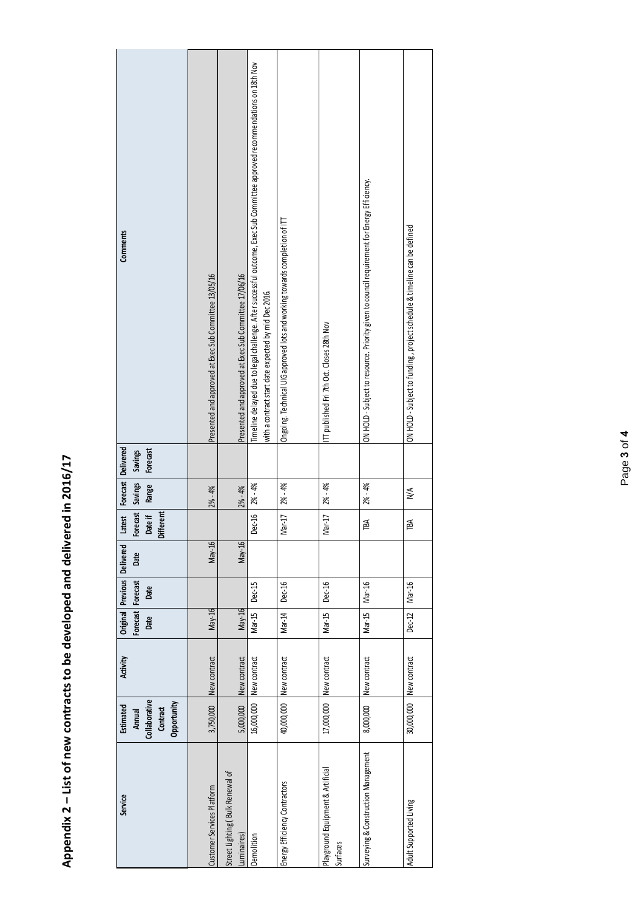# Appendix 2 – List of new contracts to be developed and delivered in 2016/17

| Service | Estimated Annual Collaborative Contract Opportunity | Activity | Original Forecast Date | Previous Forecast Date | Delivered Date | Latest Forecast Date if Different | Forecast Savings Range | Delivered Savings Forecast | Comments |
|---|---|---|---|---|---|---|---|---|---|
| Customer Services Platform | 3,750,000 | New contract | May-16 | | May-16 | | 2% - 4% | | Presented and approved at Exec Sub Committee 13/05/16 |
| Street Lighting ( Bulk Renewal of Luminaires) | 5,000,000 | New contract | May-16 | | May-16 | | 2% - 4% | | Presented and approved at Exec Sub Committee 17/06/16 |
| Demolition | 16,000,000 | New contract | Mar-15 | Dec-15 | | Dec-16 | 2% - 4% | | Timeline delayed due to legal challenge. After successful outcome, Exec Sub Committee approved recommendations on 18th Nov with a contract start date expected by mid Dec 2016. |
| Energy Efficiency Contractors | 40,000,000 | New contract | Mar-14 | Dec-16 | | Mar-17 | 2% - 4% | | Ongoing. Technical UIG approved lots and working towards completion of ITT |
| Playground Equipment & Artificial Surfaces | 17,000,000 | New contract | Mar-15 | Dec-16 | | Mar-17 | 2% - 4% | | ITT published Fri 7th Oct. Closes 28th Nov |
| Surveying & Construction Management | 8,000,000 | New contract | Mar-15 | Mar-16 | | TBA | 2% - 4% | | ON HOLD - Subject to resource. Priority given to council requirement for Energy Efficiency. |
| Adult Supported Living | 30,000,000 | New contract | Dec-12 | Mar-16 | | TBA | N/A | | ON HOLD - Subject to funding, project schedule & timeline can be defined |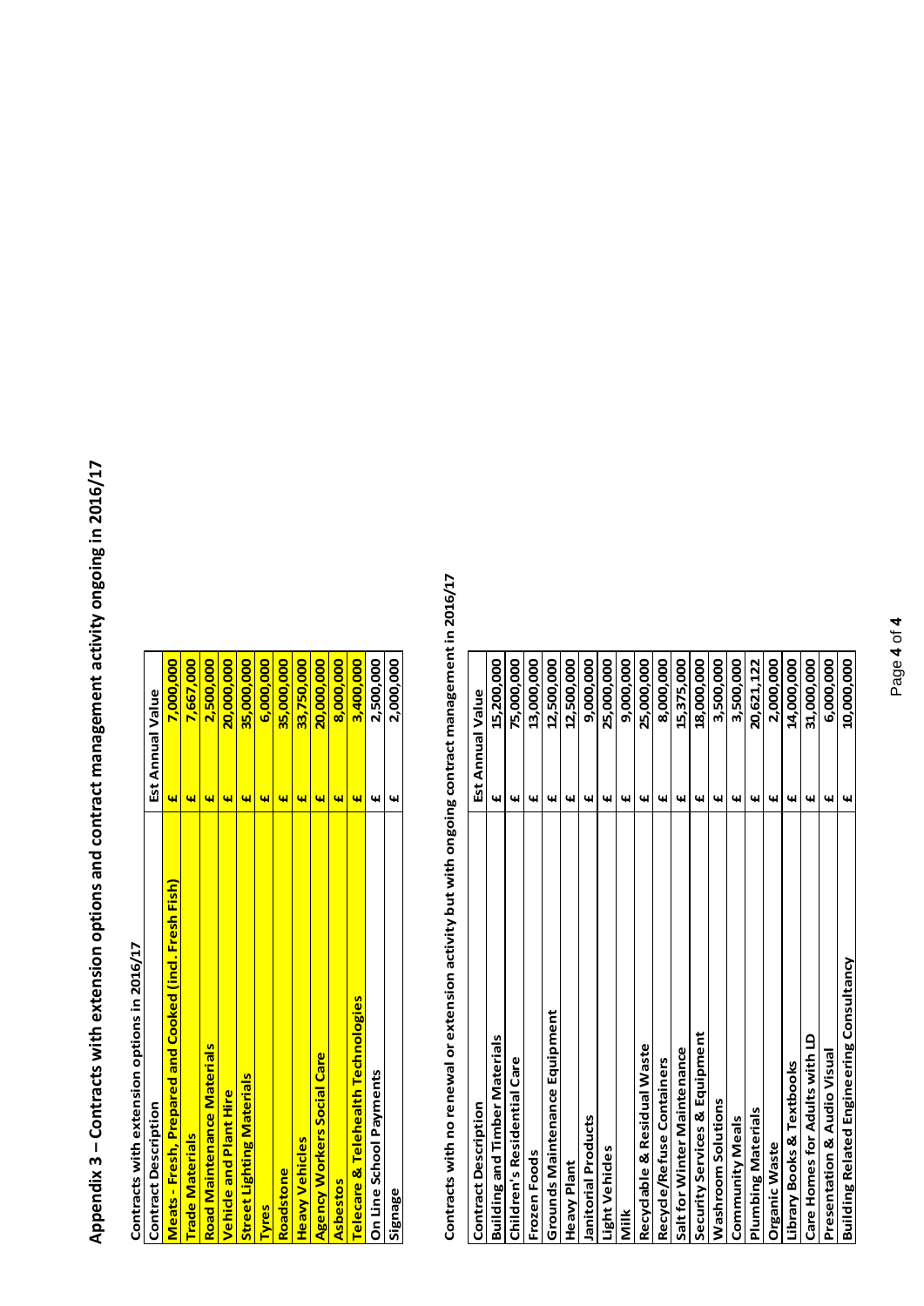# Appendix 3 – Contracts with extension options and contract management activity ongoing in 2016/17

**Contracts with extension options in 2016/17**

| Contract Description | Est Annual Value | |
|---|---|---|
| Meats - Fresh, Prepared and Cooked (incl. Fresh Fish) | £ | 7,000,000 |
| Trade Materials | £ | 7,667,000 |
| Road Maintenance Materials | £ | 2,500,000 |
| Vehicle and Plant Hire | £ | 20,000,000 |
| Street Lighting Materials | £ | 35,000,000 |
| Tyres | £ | 6,000,000 |
| Roadstone | £ | 35,000,000 |
| Heavy Vehicles | £ | 33,750,000 |
| Agency Workers Social Care | £ | 20,000,000 |
| Asbestos | £ | 8,000,000 |
| Telecare & Telehealth Technologies | £ | 3,400,000 |
| On Line School Payments | £ | 2,500,000 |
| Signage | £ | 2,000,000 |

**Contracts with no renewal or extension activity but with ongoing contract management in 2016/17**

| Contract Description | Est Annual Value | |
|---|---|---|
| Building and Timber Materials | £ | 15,200,000 |
| Children's Residential Care | £ | 75,000,000 |
| Frozen Foods | £ | 13,000,000 |
| Grounds Maintenance Equipment | £ | 12,500,000 |
| Heavy Plant | £ | 12,500,000 |
| Janitorial Products | £ | 9,000,000 |
| Light Vehicles | £ | 25,000,000 |
| Milk | £ | 9,000,000 |
| Recyclable & Residual Waste | £ | 25,000,000 |
| Recycle/Refuse Containers | £ | 8,000,000 |
| Salt for Winter Maintenance | £ | 15,375,000 |
| Security Services & Equipment | £ | 18,000,000 |
| Washroom Solutions | £ | 3,500,000 |
| Community Meals | £ | 3,500,000 |
| Plumbing Materials | £ | 20,621,122 |
| Organic Waste | £ | 2,000,000 |
| Library Books & Textbooks | £ | 14,000,000 |
| Care Homes for Adults with LD | £ | 31,000,000 |
| Presentation & Audio Visual | £ | 6,000,000 |
| Building Related Engineering Consultancy | £ | 10,000,000 |